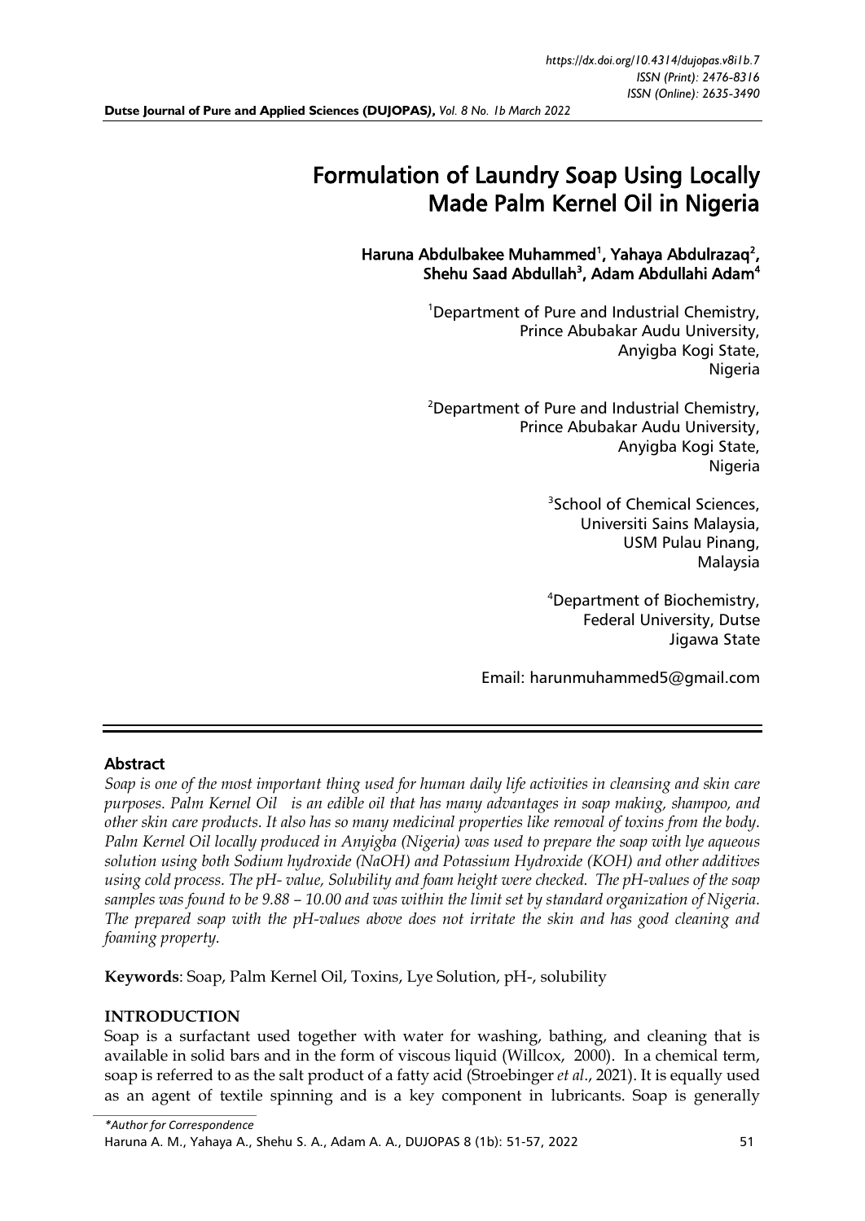# Formulation of Laundry Soap Using Locally Made Palm Kernel Oil in Nigeria

**Haruna Abdulbakee Muhammed[1], Yahaya Abdulrazaq[2], Shehu Saad Abdullah[3], Adam Abdullahi Adam[4]**

[1]Department of Pure and Industrial Chemistry, Prince Abubakar Audu University, Anyigba Kogi State, Nigeria

[2]Department of Pure and Industrial Chemistry, Prince Abubakar Audu University, Anyigba Kogi State, Nigeria

[3]School of Chemical Sciences, Universiti Sains Malaysia, USM Pulau Pinang, Malaysia

[4]Department of Biochemistry, Federal University, Dutse Jigawa State

Email: harunmuhammed5@gmail.com

## Abstract

*Soap is one of the most important thing used for human daily life activities in cleansing and skin care purposes. Palm Kernel Oil is an edible oil that has many advantages in soap making, shampoo, and other skin care products. It also has so many medicinal properties like removal of toxins from the body. Palm Kernel Oil locally produced in Anyigba (Nigeria) was used to prepare the soap with lye aqueous solution using both Sodium hydroxide (NaOH) and Potassium Hydroxide (KOH) and other additives using cold process. The pH- value, Solubility and foam height were checked. The pH-values of the soap samples was found to be 9.88 – 10.00 and was within the limit set by standard organization of Nigeria. The prepared soap with the pH-values above does not irritate the skin and has good cleaning and foaming property.*

**Keywords**: Soap, Palm Kernel Oil, Toxins, Lye Solution, pH-, solubility

## INTRODUCTION

Soap is a surfactant used together with water for washing, bathing, and cleaning that is available in solid bars and in the form of viscous liquid (Willcox, 2000). In a chemical term, soap is referred to as the salt product of a fatty acid (Stroebinger *et al*., 2021). It is equally used as an agent of textile spinning and is a key component in lubricants. Soap is generally

*\*Author for Correspondence*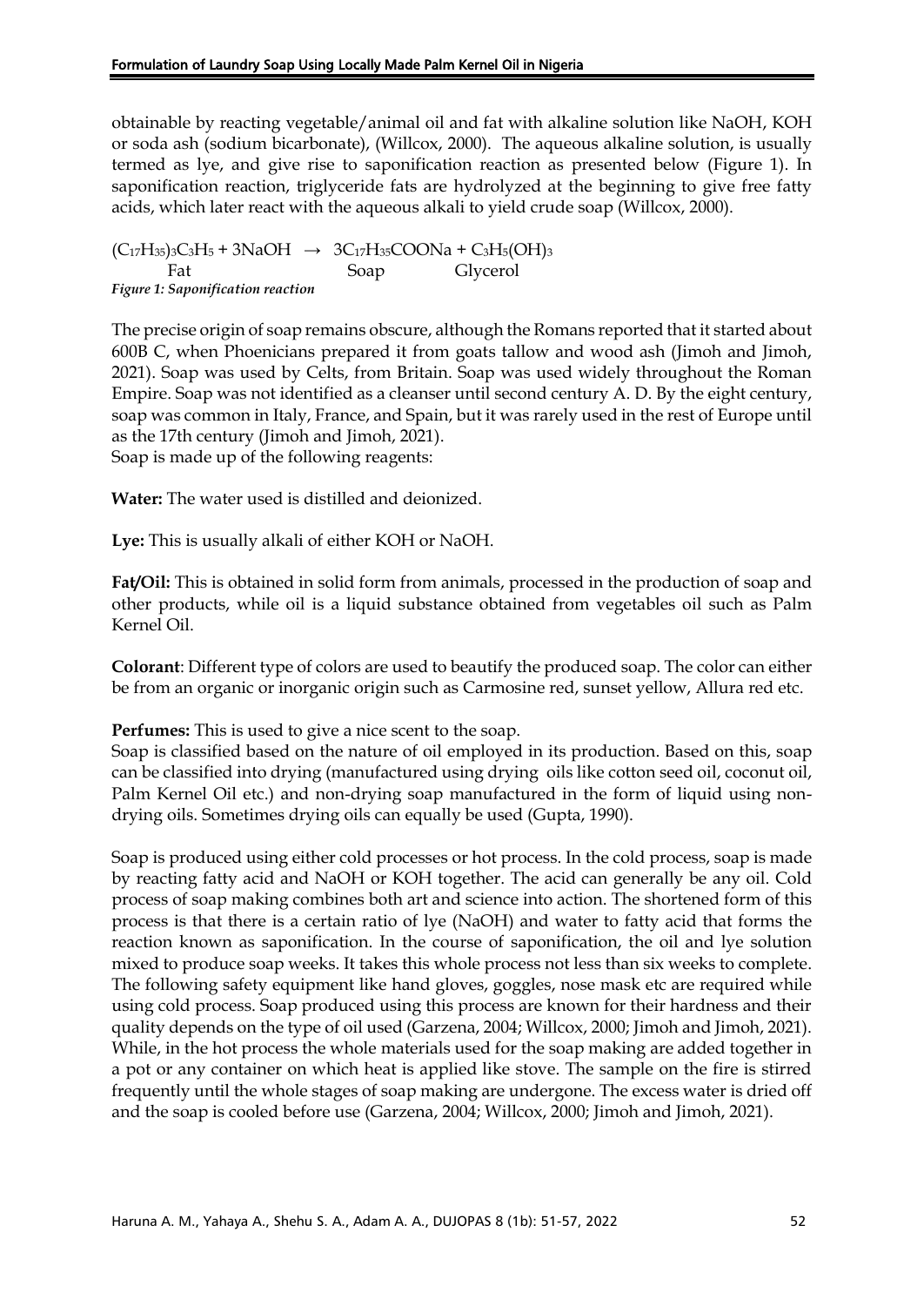obtainable by reacting vegetable/animal oil and fat with alkaline solution like NaOH, KOH or soda ash (sodium bicarbonate), (Willcox, 2000). The aqueous alkaline solution, is usually termed as lye, and give rise to saponification reaction as presented below (Figure 1). In saponification reaction, triglyceride fats are hydrolyzed at the beginning to give free fatty acids, which later react with the aqueous alkali to yield crude soap (Willcox, 2000).

$$\underset{\text{Fat}}{(C_{17}H_{35})_3C_3H_5} + 3NaOH \rightarrow \underset{\text{Soap}}{3C_{17}H_{35}COONa} + \underset{\text{Glycerol}}{C_3H_5(OH)_3}$$

*Figure 1: Saponification reaction*

The precise origin of soap remains obscure, although the Romans reported that it started about 600B C, when Phoenicians prepared it from goats tallow and wood ash (Jimoh and Jimoh, 2021). Soap was used by Celts, from Britain. Soap was used widely throughout the Roman Empire. Soap was not identified as a cleanser until second century A. D. By the eight century, soap was common in Italy, France, and Spain, but it was rarely used in the rest of Europe until as the 17th century (Jimoh and Jimoh, 2021).

Soap is made up of the following reagents:

**Water:** The water used is distilled and deionized.

**Lye:** This is usually alkali of either KOH or NaOH.

**Fat/Oil:** This is obtained in solid form from animals, processed in the production of soap and other products, while oil is a liquid substance obtained from vegetables oil such as Palm Kernel Oil.

**Colorant**: Different type of colors are used to beautify the produced soap. The color can either be from an organic or inorganic origin such as Carmosine red, sunset yellow, Allura red etc.

**Perfumes:** This is used to give a nice scent to the soap.

Soap is classified based on the nature of oil employed in its production. Based on this, soap can be classified into drying (manufactured using drying oils like cotton seed oil, coconut oil, Palm Kernel Oil etc.) and non-drying soap manufactured in the form of liquid using non-drying oils. Sometimes drying oils can equally be used (Gupta, 1990).

Soap is produced using either cold processes or hot process. In the cold process, soap is made by reacting fatty acid and NaOH or KOH together. The acid can generally be any oil. Cold process of soap making combines both art and science into action. The shortened form of this process is that there is a certain ratio of lye (NaOH) and water to fatty acid that forms the reaction known as saponification. In the course of saponification, the oil and lye solution mixed to produce soap weeks. It takes this whole process not less than six weeks to complete. The following safety equipment like hand gloves, goggles, nose mask etc are required while using cold process. Soap produced using this process are known for their hardness and their quality depends on the type of oil used (Garzena, 2004; Willcox, 2000; Jimoh and Jimoh, 2021). While, in the hot process the whole materials used for the soap making are added together in a pot or any container on which heat is applied like stove. The sample on the fire is stirred frequently until the whole stages of soap making are undergone. The excess water is dried off and the soap is cooled before use (Garzena, 2004; Willcox, 2000; Jimoh and Jimoh, 2021).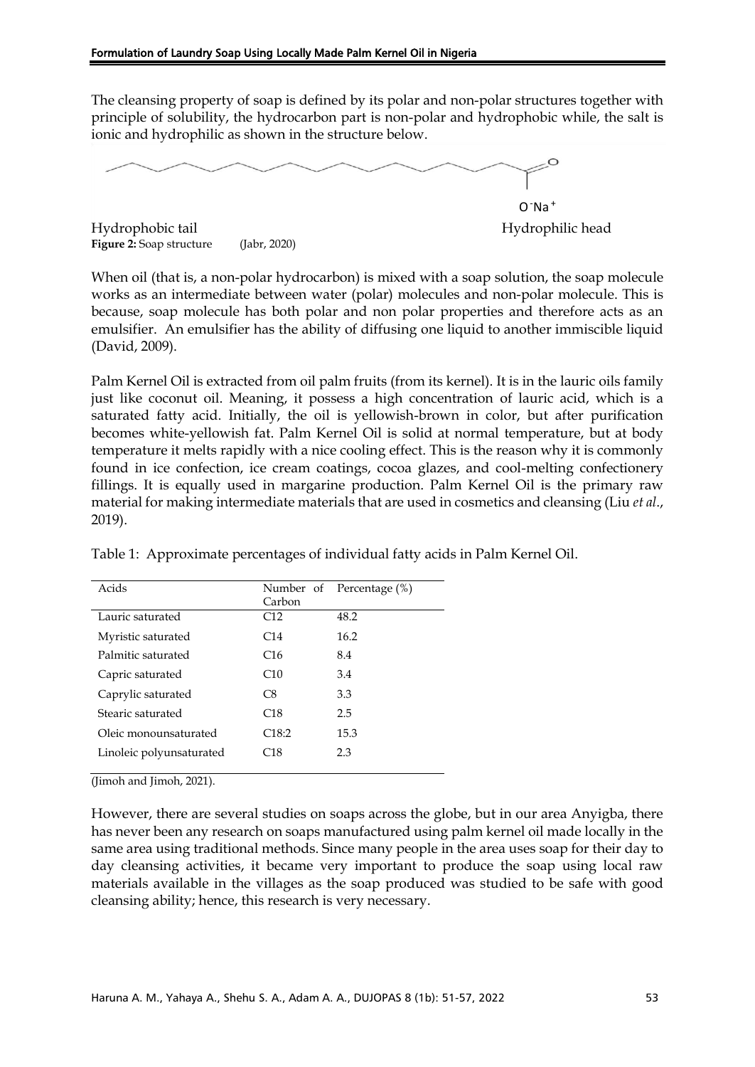The cleansing property of soap is defined by its polar and non-polar structures together with principle of solubility, the hydrocarbon part is non-polar and hydrophobic while, the salt is ionic and hydrophilic as shown in the structure below.

$O^{-}Na^{+}$

Hydrophobic tail                                                                                     Hydrophilic head

**Figure 2:** Soap structure (Jabr, 2020)

When oil (that is, a non-polar hydrocarbon) is mixed with a soap solution, the soap molecule works as an intermediate between water (polar) molecules and non-polar molecule. This is because, soap molecule has both polar and non polar properties and therefore acts as an emulsifier. An emulsifier has the ability of diffusing one liquid to another immiscible liquid (David, 2009).

Palm Kernel Oil is extracted from oil palm fruits (from its kernel). It is in the lauric oils family just like coconut oil. Meaning, it possess a high concentration of lauric acid, which is a saturated fatty acid. Initially, the oil is yellowish-brown in color, but after purification becomes white-yellowish fat. Palm Kernel Oil is solid at normal temperature, but at body temperature it melts rapidly with a nice cooling effect. This is the reason why it is commonly found in ice confection, ice cream coatings, cocoa glazes, and cool-melting confectionery fillings. It is equally used in margarine production. Palm Kernel Oil is the primary raw material for making intermediate materials that are used in cosmetics and cleansing (Liu *et al*., 2019).

Table 1: Approximate percentages of individual fatty acids in Palm Kernel Oil.

| Acids | Number of Carbon | Percentage (%) |
|---|---|---|
| Lauric saturated | C12 | 48.2 |
| Myristic saturated | C14 | 16.2 |
| Palmitic saturated | C16 | 8.4 |
| Capric saturated | C10 | 3.4 |
| Caprylic saturated | C8 | 3.3 |
| Stearic saturated | C18 | 2.5 |
| Oleic monounsaturated | C18:2 | 15.3 |
| Linoleic polyunsaturated | C18 | 2.3 |

(Jimoh and Jimoh, 2021).

However, there are several studies on soaps across the globe, but in our area Anyigba, there has never been any research on soaps manufactured using palm kernel oil made locally in the same area using traditional methods. Since many people in the area uses soap for their day to day cleansing activities, it became very important to produce the soap using local raw materials available in the villages as the soap produced was studied to be safe with good cleansing ability; hence, this research is very necessary.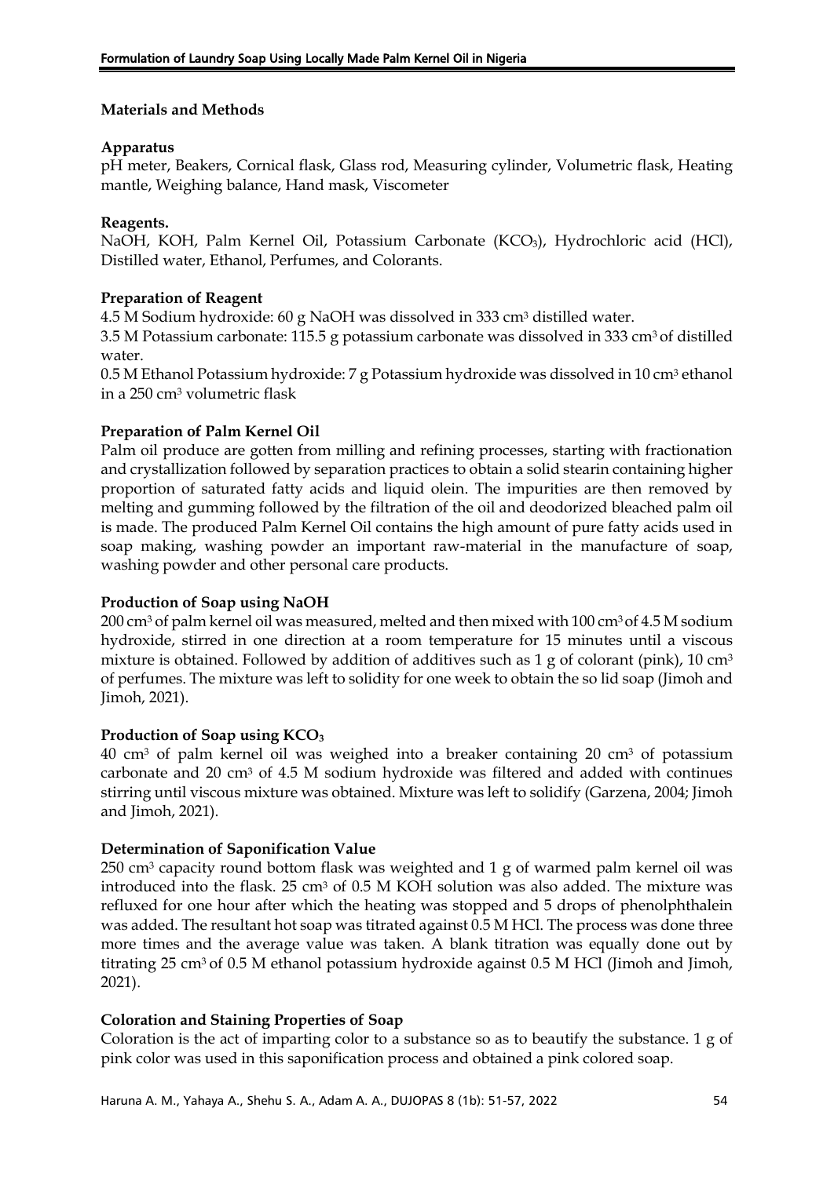## Materials and Methods

### Apparatus

pH meter, Beakers, Cornical flask, Glass rod, Measuring cylinder, Volumetric flask, Heating mantle, Weighing balance, Hand mask, Viscometer

### Reagents.

NaOH, KOH, Palm Kernel Oil, Potassium Carbonate ($KCO_3$), Hydrochloric acid (HCl), Distilled water, Ethanol, Perfumes, and Colorants.

### Preparation of Reagent

4.5 M Sodium hydroxide: 60 g NaOH was dissolved in 333 $cm^3$ distilled water.

3.5 M Potassium carbonate: 115.5 g potassium carbonate was dissolved in 333 $cm^3$ of distilled water.

0.5 M Ethanol Potassium hydroxide: 7 g Potassium hydroxide was dissolved in 10 $cm^3$ ethanol in a 250 $cm^3$ volumetric flask

### Preparation of Palm Kernel Oil

Palm oil produce are gotten from milling and refining processes, starting with fractionation and crystallization followed by separation practices to obtain a solid stearin containing higher proportion of saturated fatty acids and liquid olein. The impurities are then removed by melting and gumming followed by the filtration of the oil and deodorized bleached palm oil is made. The produced Palm Kernel Oil contains the high amount of pure fatty acids used in soap making, washing powder an important raw-material in the manufacture of soap, washing powder and other personal care products.

### Production of Soap using NaOH

200 $cm^3$ of palm kernel oil was measured, melted and then mixed with 100 $cm^3$ of 4.5 M sodium hydroxide, stirred in one direction at a room temperature for 15 minutes until a viscous mixture is obtained. Followed by addition of additives such as 1 g of colorant (pink), 10 $cm^3$ of perfumes. The mixture was left to solidity for one week to obtain the so lid soap (Jimoh and Jimoh, 2021).

### Production of Soap using $KCO_3$

40 $cm^3$ of palm kernel oil was weighed into a breaker containing 20 $cm^3$ of potassium carbonate and 20 $cm^3$ of 4.5 M sodium hydroxide was filtered and added with continues stirring until viscous mixture was obtained. Mixture was left to solidify (Garzena, 2004; Jimoh and Jimoh, 2021).

### Determination of Saponification Value

250 $cm^3$ capacity round bottom flask was weighted and 1 g of warmed palm kernel oil was introduced into the flask. 25 $cm^3$ of 0.5 M KOH solution was also added. The mixture was refluxed for one hour after which the heating was stopped and 5 drops of phenolphthalein was added. The resultant hot soap was titrated against 0.5 M HCl. The process was done three more times and the average value was taken. A blank titration was equally done out by titrating 25 $cm^3$ of 0.5 M ethanol potassium hydroxide against 0.5 M HCl (Jimoh and Jimoh, 2021).

### Coloration and Staining Properties of Soap

Coloration is the act of imparting color to a substance so as to beautify the substance. 1 g of pink color was used in this saponification process and obtained a pink colored soap.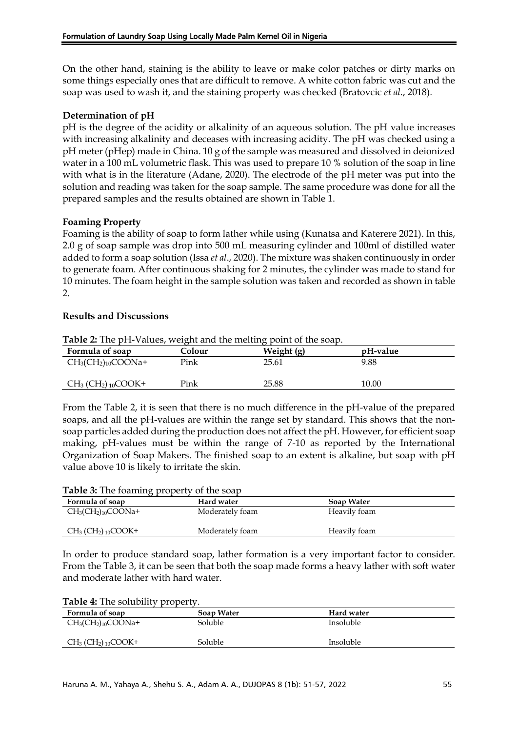On the other hand, staining is the ability to leave or make color patches or dirty marks on some things especially ones that are difficult to remove. A white cotton fabric was cut and the soap was used to wash it, and the staining property was checked (Bratovcic *et al*., 2018).

**Determination of pH**

pH is the degree of the acidity or alkalinity of an aqueous solution. The pH value increases with increasing alkalinity and deceases with increasing acidity. The pH was checked using a pH meter (pHep) made in China. 10 g of the sample was measured and dissolved in deionized water in a 100 mL volumetric flask. This was used to prepare 10 % solution of the soap in line with what is in the literature (Adane, 2020). The electrode of the pH meter was put into the solution and reading was taken for the soap sample. The same procedure was done for all the prepared samples and the results obtained are shown in Table 1.

**Foaming Property**

Foaming is the ability of soap to form lather while using (Kunatsa and Katerere 2021). In this, 2.0 g of soap sample was drop into 500 mL measuring cylinder and 100ml of distilled water added to form a soap solution (Issa *et al*., 2020). The mixture was shaken continuously in order to generate foam. After continuous shaking for 2 minutes, the cylinder was made to stand for 10 minutes. The foam height in the sample solution was taken and recorded as shown in table 2.

**Results and Discussions**

**Table 2:** The pH-Values, weight and the melting point of the soap.

| Formula of soap | Colour | Weight (g) | pH-value |
|---|---|---|---|
| $CH_3(CH_2)_{10}COONa+$ | Pink | 25.61 | 9.88 |
| $CH_3 (CH_2)_{10}COOK+$ | Pink | 25.88 | 10.00 |

From the Table 2, it is seen that there is no much difference in the pH-value of the prepared soaps, and all the pH-values are within the range set by standard. This shows that the non-soap particles added during the production does not affect the pH. However, for efficient soap making, pH-values must be within the range of 7-10 as reported by the International Organization of Soap Makers. The finished soap to an extent is alkaline, but soap with pH value above 10 is likely to irritate the skin.

**Table 3:** The foaming property of the soap

| Formula of soap | Hard water | Soap Water |
|---|---|---|
| $CH_3(CH_2)_{10}COONa+$ | Moderately foam | Heavily foam |
| $CH_3 (CH_2)_{10}COOK+$ | Moderately foam | Heavily foam |

In order to produce standard soap, lather formation is a very important factor to consider. From the Table 3, it can be seen that both the soap made forms a heavy lather with soft water and moderate lather with hard water.

**Table 4:** The solubility property.

| Formula of soap | Soap Water | Hard water |
|---|---|---|
| $CH_3(CH_2)_{10}COONa+$ | Soluble | Insoluble |
| $CH_3 (CH_2)_{10}COOK+$ | Soluble | Insoluble |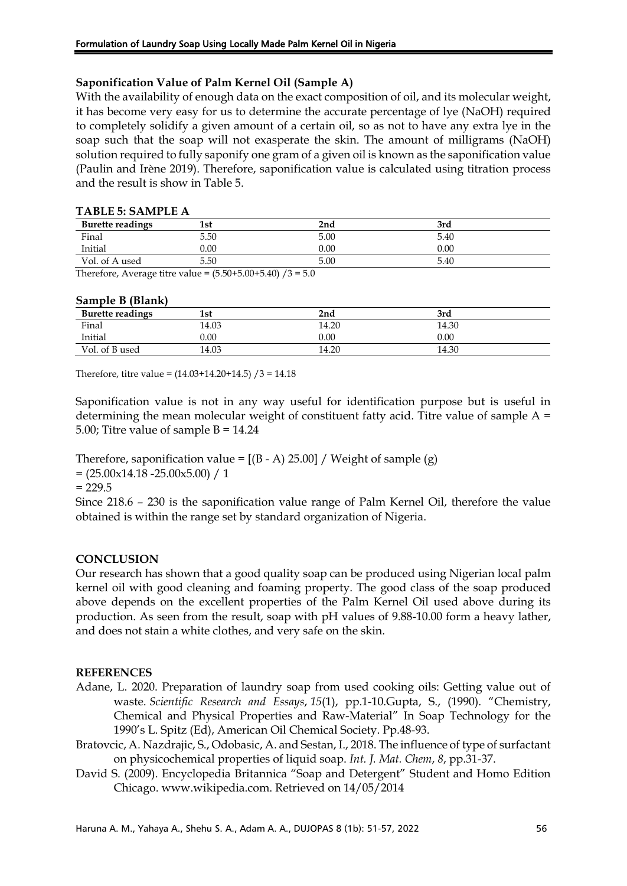### Saponification Value of Palm Kernel Oil (Sample A)

With the availability of enough data on the exact composition of oil, and its molecular weight, it has become very easy for us to determine the accurate percentage of lye (NaOH) required to completely solidify a given amount of a certain oil, so as not to have any extra lye in the soap such that the soap will not exasperate the skin. The amount of milligrams (NaOH) solution required to fully saponify one gram of a given oil is known as the saponification value (Paulin and Irène 2019). Therefore, saponification value is calculated using titration process and the result is show in Table 5.

**TABLE 5: SAMPLE A**

| Burette readings | 1st | 2nd | 3rd |
|---|---|---|---|
| Final | 5.50 | 5.00 | 5.40 |
| Initial | 0.00 | 0.00 | 0.00 |
| Vol. of A used | 5.50 | 5.00 | 5.40 |

Therefore, Average titre value = (5.50+5.00+5.40) /3 = 5.0

**Sample B (Blank)**

| Burette readings | 1st | 2nd | 3rd |
|---|---|---|---|
| Final | 14.03 | 14.20 | 14.30 |
| Initial | 0.00 | 0.00 | 0.00 |
| Vol. of B used | 14.03 | 14.20 | 14.30 |

Therefore, titre value = (14.03+14.20+14.5) /3 = 14.18

Saponification value is not in any way useful for identification purpose but is useful in determining the mean molecular weight of constituent fatty acid. Titre value of sample A = 5.00; Titre value of sample B = 14.24

Therefore, saponification value = [(B - A) 25.00] / Weight of sample (g)

= (25.00x14.18 -25.00x5.00) / 1

= 229.5

Since 218.6 – 230 is the saponification value range of Palm Kernel Oil, therefore the value obtained is within the range set by standard organization of Nigeria.

## CONCLUSION

Our research has shown that a good quality soap can be produced using Nigerian local palm kernel oil with good cleaning and foaming property. The good class of the soap produced above depends on the excellent properties of the Palm Kernel Oil used above during its production. As seen from the result, soap with pH values of 9.88-10.00 form a heavy lather, and does not stain a white clothes, and very safe on the skin.

## REFERENCES

Adane, L. 2020. Preparation of laundry soap from used cooking oils: Getting value out of waste. *Scientific Research and Essays*, *15*(1), pp.1-10.Gupta, S., (1990). "Chemistry, Chemical and Physical Properties and Raw-Material" In Soap Technology for the 1990's L. Spitz (Ed), American Oil Chemical Society. Pp.48-93.

Bratovcic, A. Nazdrajic, S., Odobasic, A. and Sestan, I., 2018. The influence of type of surfactant on physicochemical properties of liquid soap. *Int. J. Mat. Chem*, *8*, pp.31-37.

David S. (2009). Encyclopedia Britannica "Soap and Detergent" Student and Homo Edition Chicago. www.wikipedia.com. Retrieved on 14/05/2014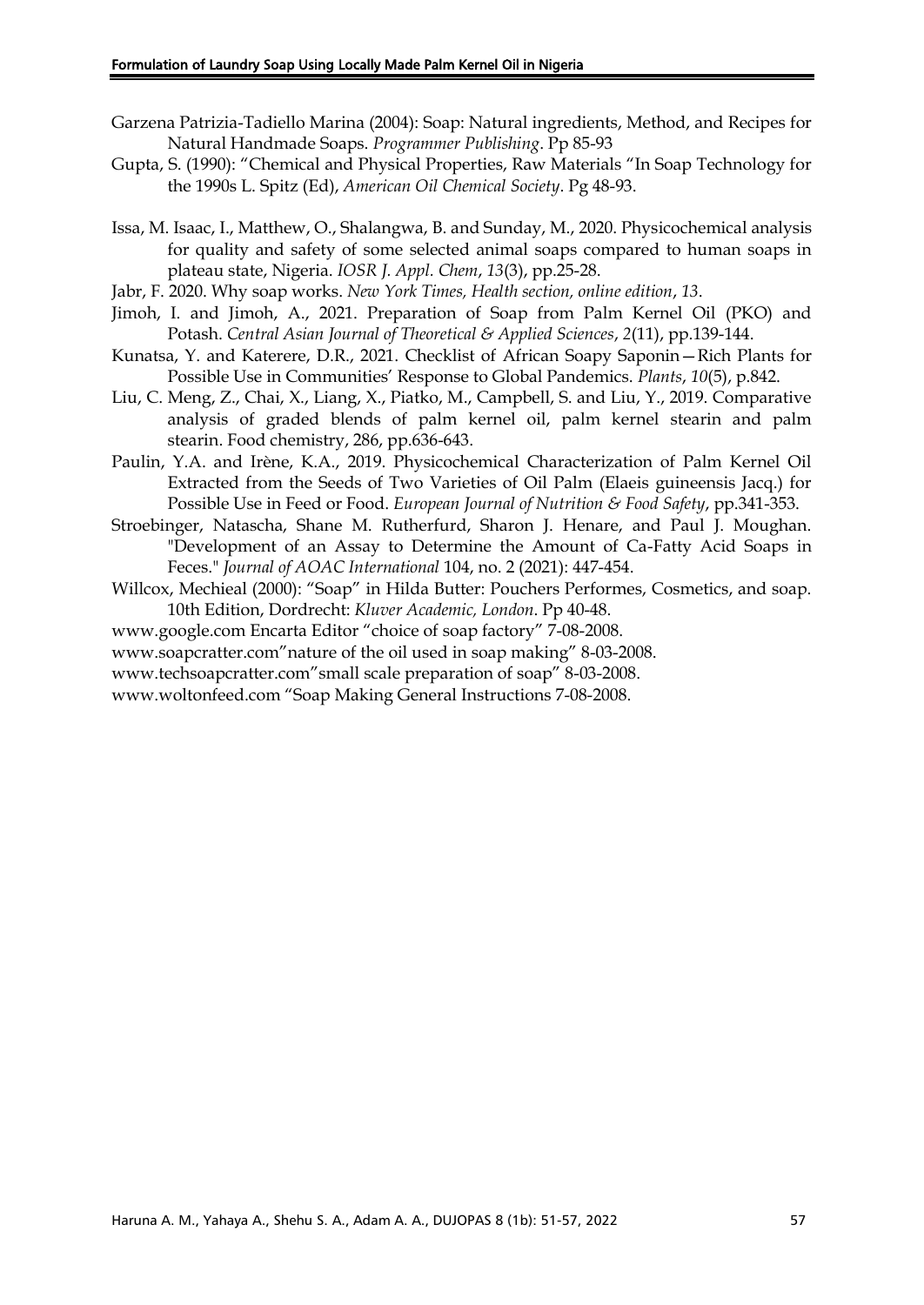Garzena Patrizia-Tadiello Marina (2004): Soap: Natural ingredients, Method, and Recipes for Natural Handmade Soaps. *Programmer Publishing*. Pp 85-93

Gupta, S. (1990): "Chemical and Physical Properties, Raw Materials "In Soap Technology for the 1990s L. Spitz (Ed), *American Oil Chemical Society*. Pg 48-93.

Issa, M. Isaac, I., Matthew, O., Shalangwa, B. and Sunday, M., 2020. Physicochemical analysis for quality and safety of some selected animal soaps compared to human soaps in plateau state, Nigeria. *IOSR J. Appl. Chem*, *13*(3), pp.25-28.

Jabr, F. 2020. Why soap works. *New York Times, Health section, online edition*, *13*.

Jimoh, I. and Jimoh, A., 2021. Preparation of Soap from Palm Kernel Oil (PKO) and Potash. *Central Asian Journal of Theoretical & Applied Sciences*, *2*(11), pp.139-144.

Kunatsa, Y. and Katerere, D.R., 2021. Checklist of African Soapy Saponin—Rich Plants for Possible Use in Communities' Response to Global Pandemics. *Plants*, *10*(5), p.842.

Liu, C. Meng, Z., Chai, X., Liang, X., Piatko, M., Campbell, S. and Liu, Y., 2019. Comparative analysis of graded blends of palm kernel oil, palm kernel stearin and palm stearin. Food chemistry, 286, pp.636-643.

Paulin, Y.A. and Irène, K.A., 2019. Physicochemical Characterization of Palm Kernel Oil Extracted from the Seeds of Two Varieties of Oil Palm (Elaeis guineensis Jacq.) for Possible Use in Feed or Food. *European Journal of Nutrition & Food Safety*, pp.341-353.

Stroebinger, Natascha, Shane M. Rutherfurd, Sharon J. Henare, and Paul J. Moughan. "Development of an Assay to Determine the Amount of Ca-Fatty Acid Soaps in Feces." *Journal of AOAC International* 104, no. 2 (2021): 447-454.

Willcox, Mechieal (2000): "Soap" in Hilda Butter: Pouchers Performes, Cosmetics, and soap. 10th Edition, Dordrecht: *Kluver Academic, London*. Pp 40-48.

www.google.com Encarta Editor "choice of soap factory" 7-08-2008.

www.soapcratter.com"nature of the oil used in soap making" 8-03-2008.

www.techsoapcratter.com"small scale preparation of soap" 8-03-2008.

www.woltonfeed.com "Soap Making General Instructions 7-08-2008.